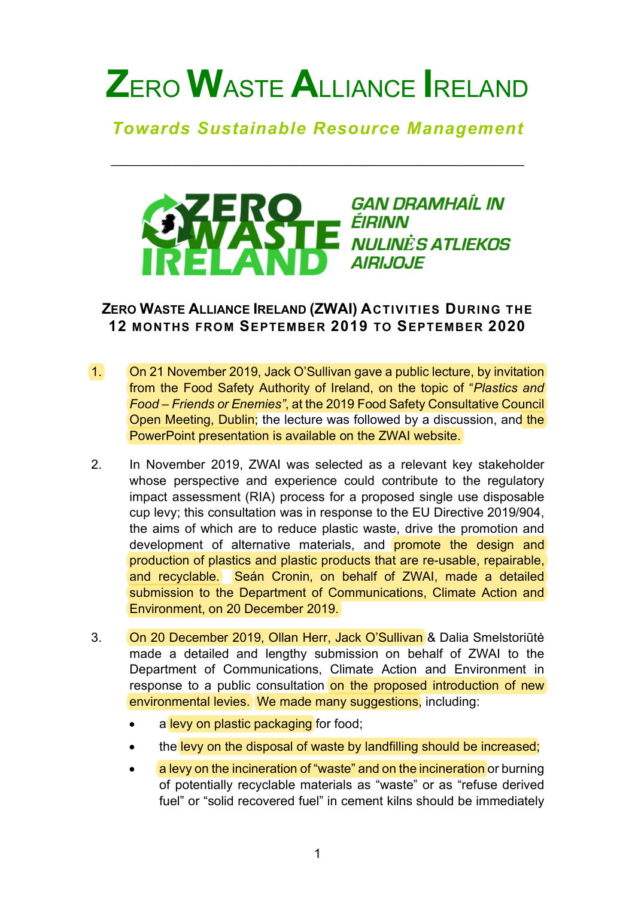# ZERO WASTE ALLIANCE IRELAND

*Towards Sustainable Resource Management*

---

GAN DRAMHAÍL IN ÉIRINN
NULINĖS ATLIEKOS AIRIJOJE

## ZERO WASTE ALLIANCE IRELAND (ZWAI) ACTIVITIES DURING THE 12 MONTHS FROM SEPTEMBER 2019 TO SEPTEMBER 2020

1. On 21 November 2019, Jack O'Sullivan gave a public lecture, by invitation from the Food Safety Authority of Ireland, on the topic of "*Plastics and Food – Friends or Enemies*", at the 2019 Food Safety Consultative Council Open Meeting, Dublin; the lecture was followed by a discussion, and the PowerPoint presentation is available on the ZWAI website.

2. In November 2019, ZWAI was selected as a relevant key stakeholder whose perspective and experience could contribute to the regulatory impact assessment (RIA) process for a proposed single use disposable cup levy; this consultation was in response to the EU Directive 2019/904, the aims of which are to reduce plastic waste, drive the promotion and development of alternative materials, and promote the design and production of plastics and plastic products that are re-usable, repairable, and recyclable. Seán Cronin, on behalf of ZWAI, made a detailed submission to the Department of Communications, Climate Action and Environment, on 20 December 2019.

3. On 20 December 2019, Ollan Herr, Jack O'Sullivan & Dalia Smelstoriūtė made a detailed and lengthy submission on behalf of ZWAI to the Department of Communications, Climate Action and Environment in response to a public consultation on the proposed introduction of new environmental levies. We made many suggestions, including:
   - a levy on plastic packaging for food;
   - the levy on the disposal of waste by landfilling should be increased;
   - a levy on the incineration of "waste" and on the incineration or burning of potentially recyclable materials as "waste" or as "refuse derived fuel" or "solid recovered fuel" in cement kilns should be immediately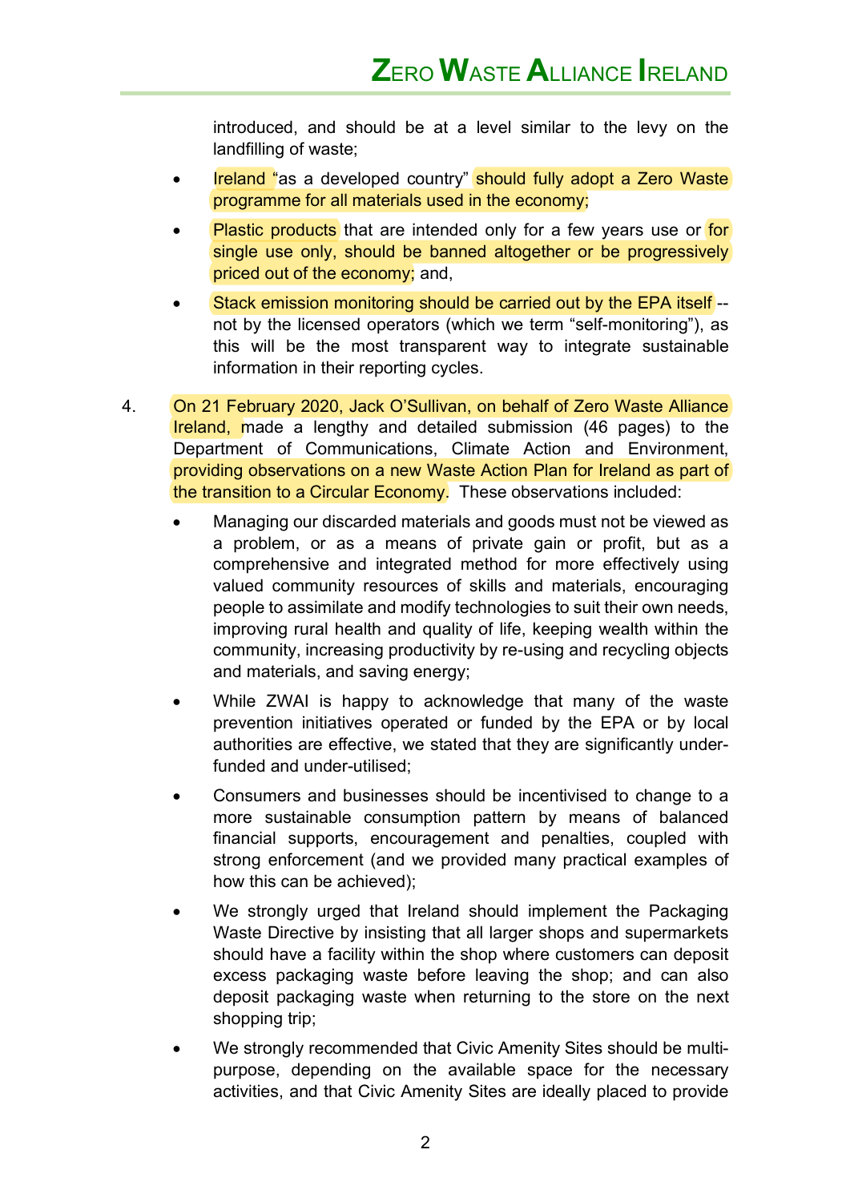introduced, and should be at a level similar to the levy on the landfilling of waste;

- Ireland "as a developed country" should fully adopt a Zero Waste programme for all materials used in the economy;
- Plastic products that are intended only for a few years use or for single use only, should be banned altogether or be progressively priced out of the economy; and,
- Stack emission monitoring should be carried out by the EPA itself -- not by the licensed operators (which we term "self-monitoring"), as this will be the most transparent way to integrate sustainable information in their reporting cycles.

4. On 21 February 2020, Jack O'Sullivan, on behalf of Zero Waste Alliance Ireland, made a lengthy and detailed submission (46 pages) to the Department of Communications, Climate Action and Environment, providing observations on a new Waste Action Plan for Ireland as part of the transition to a Circular Economy. These observations included:

   - Managing our discarded materials and goods must not be viewed as a problem, or as a means of private gain or profit, but as a comprehensive and integrated method for more effectively using valued community resources of skills and materials, encouraging people to assimilate and modify technologies to suit their own needs, improving rural health and quality of life, keeping wealth within the community, increasing productivity by re-using and recycling objects and materials, and saving energy;
   - While ZWAI is happy to acknowledge that many of the waste prevention initiatives operated or funded by the EPA or by local authorities are effective, we stated that they are significantly under-funded and under-utilised;
   - Consumers and businesses should be incentivised to change to a more sustainable consumption pattern by means of balanced financial supports, encouragement and penalties, coupled with strong enforcement (and we provided many practical examples of how this can be achieved);
   - We strongly urged that Ireland should implement the Packaging Waste Directive by insisting that all larger shops and supermarkets should have a facility within the shop where customers can deposit excess packaging waste before leaving the shop; and can also deposit packaging waste when returning to the store on the next shopping trip;
   - We strongly recommended that Civic Amenity Sites should be multi-purpose, depending on the available space for the necessary activities, and that Civic Amenity Sites are ideally placed to provide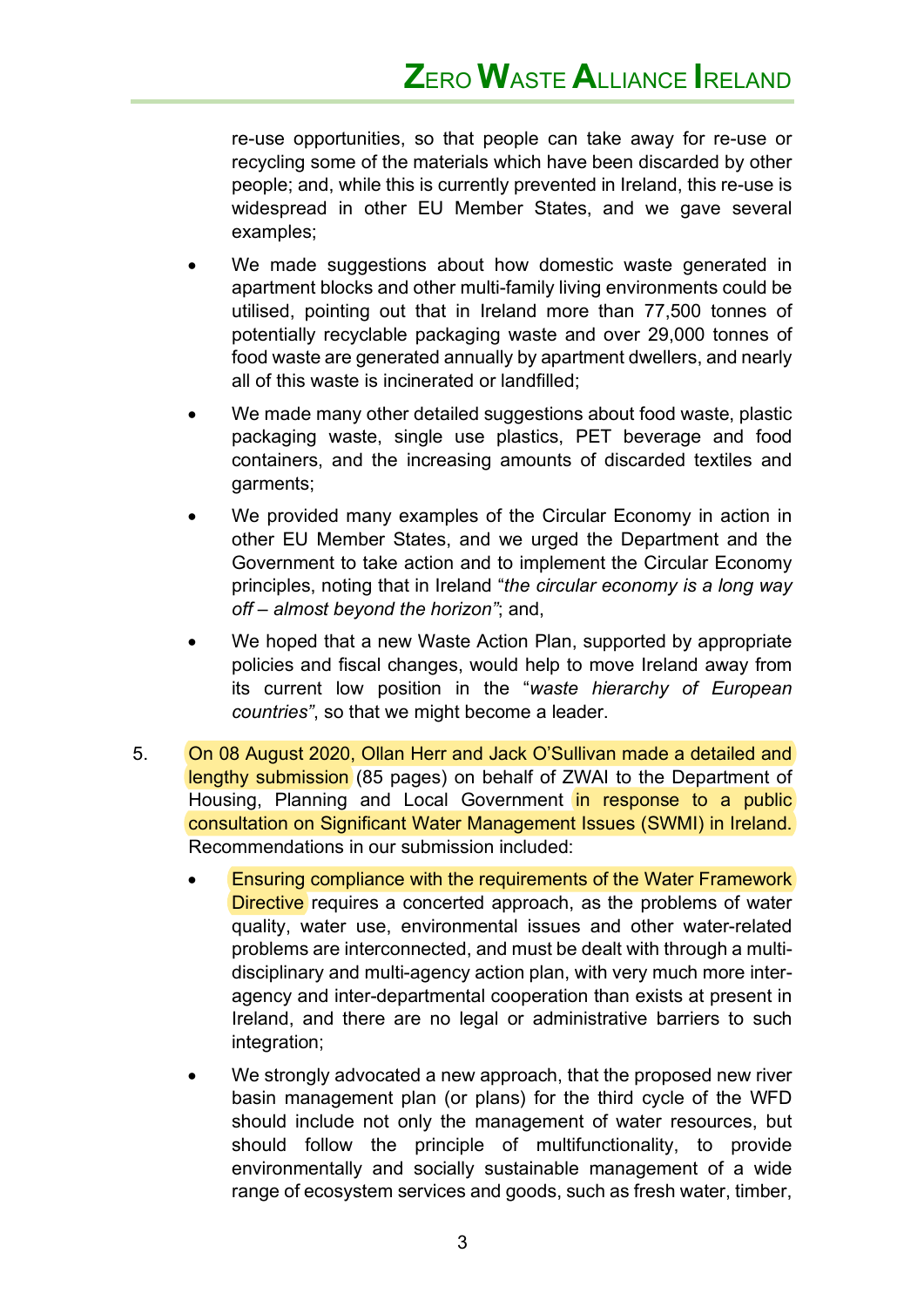re-use opportunities, so that people can take away for re-use or recycling some of the materials which have been discarded by other people; and, while this is currently prevented in Ireland, this re-use is widespread in other EU Member States, and we gave several examples;

- We made suggestions about how domestic waste generated in apartment blocks and other multi-family living environments could be utilised, pointing out that in Ireland more than 77,500 tonnes of potentially recyclable packaging waste and over 29,000 tonnes of food waste are generated annually by apartment dwellers, and nearly all of this waste is incinerated or landfilled;
- We made many other detailed suggestions about food waste, plastic packaging waste, single use plastics, PET beverage and food containers, and the increasing amounts of discarded textiles and garments;
- We provided many examples of the Circular Economy in action in other EU Member States, and we urged the Department and the Government to take action and to implement the Circular Economy principles, noting that in Ireland "*the circular economy is a long way off – almost beyond the horizon*"; and,
- We hoped that a new Waste Action Plan, supported by appropriate policies and fiscal changes, would help to move Ireland away from its current low position in the "*waste hierarchy of European countries*", so that we might become a leader.

5. On 08 August 2020, Ollan Herr and Jack O'Sullivan made a detailed and lengthy submission (85 pages) on behalf of ZWAI to the Department of Housing, Planning and Local Government in response to a public consultation on Significant Water Management Issues (SWMI) in Ireland. Recommendations in our submission included:

   - Ensuring compliance with the requirements of the Water Framework Directive requires a concerted approach, as the problems of water quality, water use, environmental issues and other water-related problems are interconnected, and must be dealt with through a multi-disciplinary and multi-agency action plan, with very much more inter-agency and inter-departmental cooperation than exists at present in Ireland, and there are no legal or administrative barriers to such integration;
   - We strongly advocated a new approach, that the proposed new river basin management plan (or plans) for the third cycle of the WFD should include not only the management of water resources, but should follow the principle of multifunctionality, to provide environmentally and socially sustainable management of a wide range of ecosystem services and goods, such as fresh water, timber,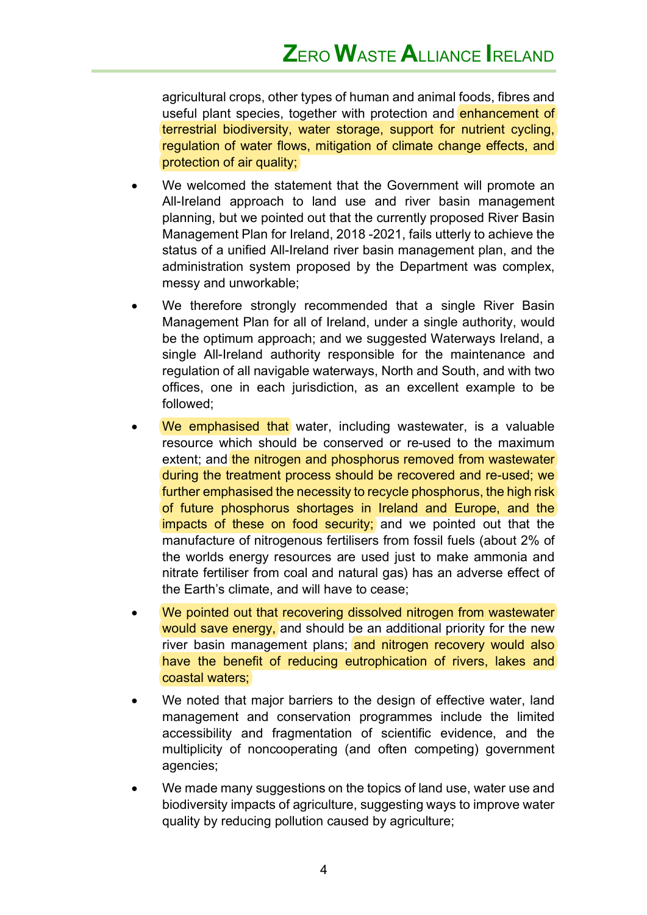agricultural crops, other types of human and animal foods, fibres and useful plant species, together with protection and enhancement of terrestrial biodiversity, water storage, support for nutrient cycling, regulation of water flows, mitigation of climate change effects, and protection of air quality;

- We welcomed the statement that the Government will promote an All-Ireland approach to land use and river basin management planning, but we pointed out that the currently proposed River Basin Management Plan for Ireland, 2018 -2021, fails utterly to achieve the status of a unified All-Ireland river basin management plan, and the administration system proposed by the Department was complex, messy and unworkable;

- We therefore strongly recommended that a single River Basin Management Plan for all of Ireland, under a single authority, would be the optimum approach; and we suggested Waterways Ireland, a single All-Ireland authority responsible for the maintenance and regulation of all navigable waterways, North and South, and with two offices, one in each jurisdiction, as an excellent example to be followed;

- We emphasised that water, including wastewater, is a valuable resource which should be conserved or re-used to the maximum extent; and the nitrogen and phosphorus removed from wastewater during the treatment process should be recovered and re-used; we further emphasised the necessity to recycle phosphorus, the high risk of future phosphorus shortages in Ireland and Europe, and the impacts of these on food security; and we pointed out that the manufacture of nitrogenous fertilisers from fossil fuels (about 2% of the worlds energy resources are used just to make ammonia and nitrate fertiliser from coal and natural gas) has an adverse effect of the Earth's climate, and will have to cease;

- We pointed out that recovering dissolved nitrogen from wastewater would save energy, and should be an additional priority for the new river basin management plans; and nitrogen recovery would also have the benefit of reducing eutrophication of rivers, lakes and coastal waters;

- We noted that major barriers to the design of effective water, land management and conservation programmes include the limited accessibility and fragmentation of scientific evidence, and the multiplicity of noncooperating (and often competing) government agencies;

- We made many suggestions on the topics of land use, water use and biodiversity impacts of agriculture, suggesting ways to improve water quality by reducing pollution caused by agriculture;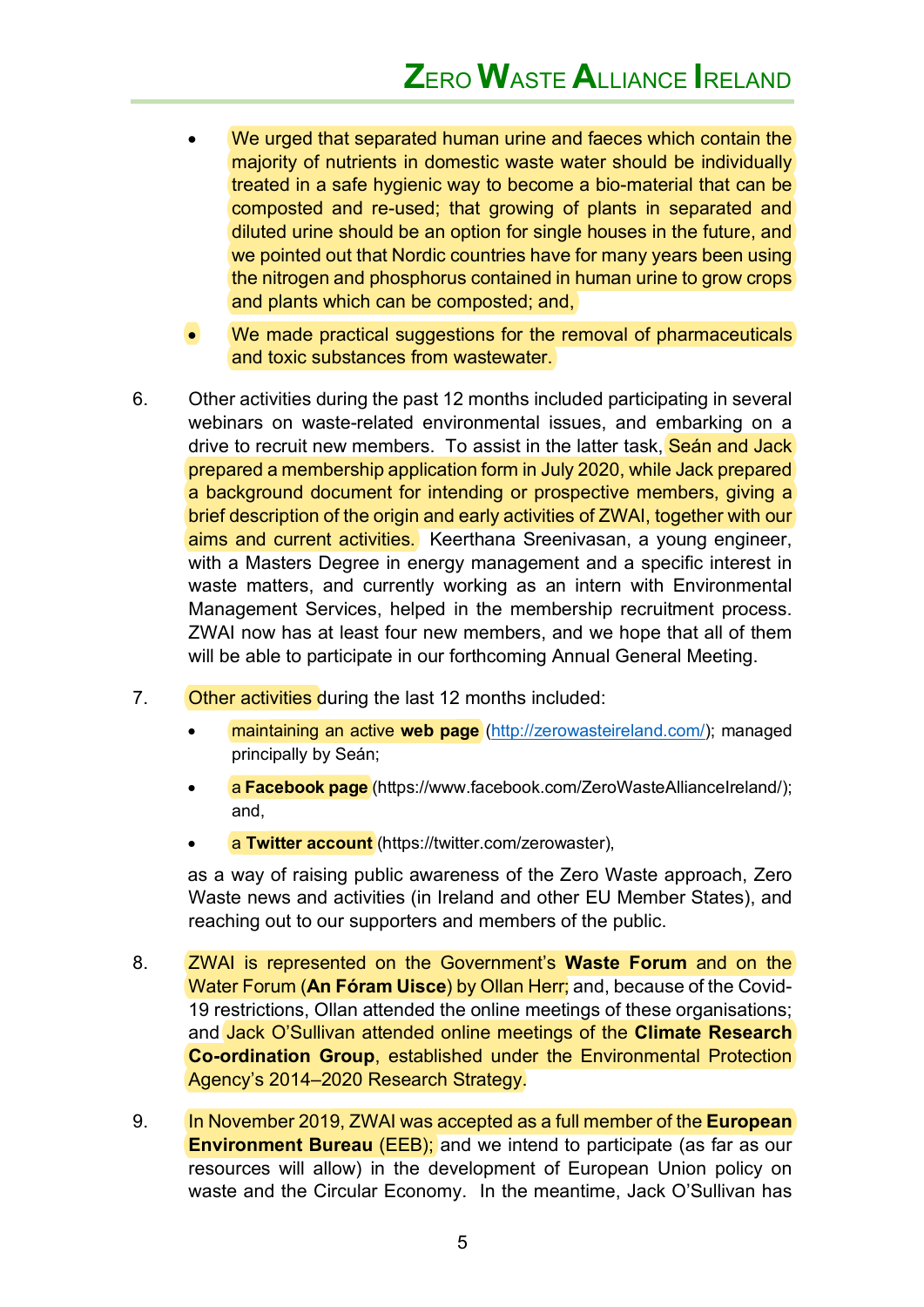- We urged that separated human urine and faeces which contain the majority of nutrients in domestic waste water should be individually treated in a safe hygienic way to become a bio-material that can be composted and re-used; that growing of plants in separated and diluted urine should be an option for single houses in the future, and we pointed out that Nordic countries have for many years been using the nitrogen and phosphorus contained in human urine to grow crops and plants which can be composted; and,
- We made practical suggestions for the removal of pharmaceuticals and toxic substances from wastewater.

6. Other activities during the past 12 months included participating in several webinars on waste-related environmental issues, and embarking on a drive to recruit new members. To assist in the latter task, Seán and Jack prepared a membership application form in July 2020, while Jack prepared a background document for intending or prospective members, giving a brief description of the origin and early activities of ZWAI, together with our aims and current activities. Keerthana Sreenivasan, a young engineer, with a Masters Degree in energy management and a specific interest in waste matters, and currently working as an intern with Environmental Management Services, helped in the membership recruitment process. ZWAI now has at least four new members, and we hope that all of them will be able to participate in our forthcoming Annual General Meeting.

7. Other activities during the last 12 months included:

   - maintaining an active **web page** (http://zerowasteireland.com/); managed principally by Seán;
   - a **Facebook page** (https://www.facebook.com/ZeroWasteAllianceIreland/); and,
   - a **Twitter account** (https://twitter.com/zerowaster),

   as a way of raising public awareness of the Zero Waste approach, Zero Waste news and activities (in Ireland and other EU Member States), and reaching out to our supporters and members of the public.

8. ZWAI is represented on the Government's **Waste Forum** and on the Water Forum (**An Fóram Uisce**) by Ollan Herr; and, because of the Covid-19 restrictions, Ollan attended the online meetings of these organisations; and Jack O'Sullivan attended online meetings of the **Climate Research Co-ordination Group**, established under the Environmental Protection Agency's 2014–2020 Research Strategy.

9. In November 2019, ZWAI was accepted as a full member of the **European Environment Bureau** (EEB); and we intend to participate (as far as our resources will allow) in the development of European Union policy on waste and the Circular Economy. In the meantime, Jack O'Sullivan has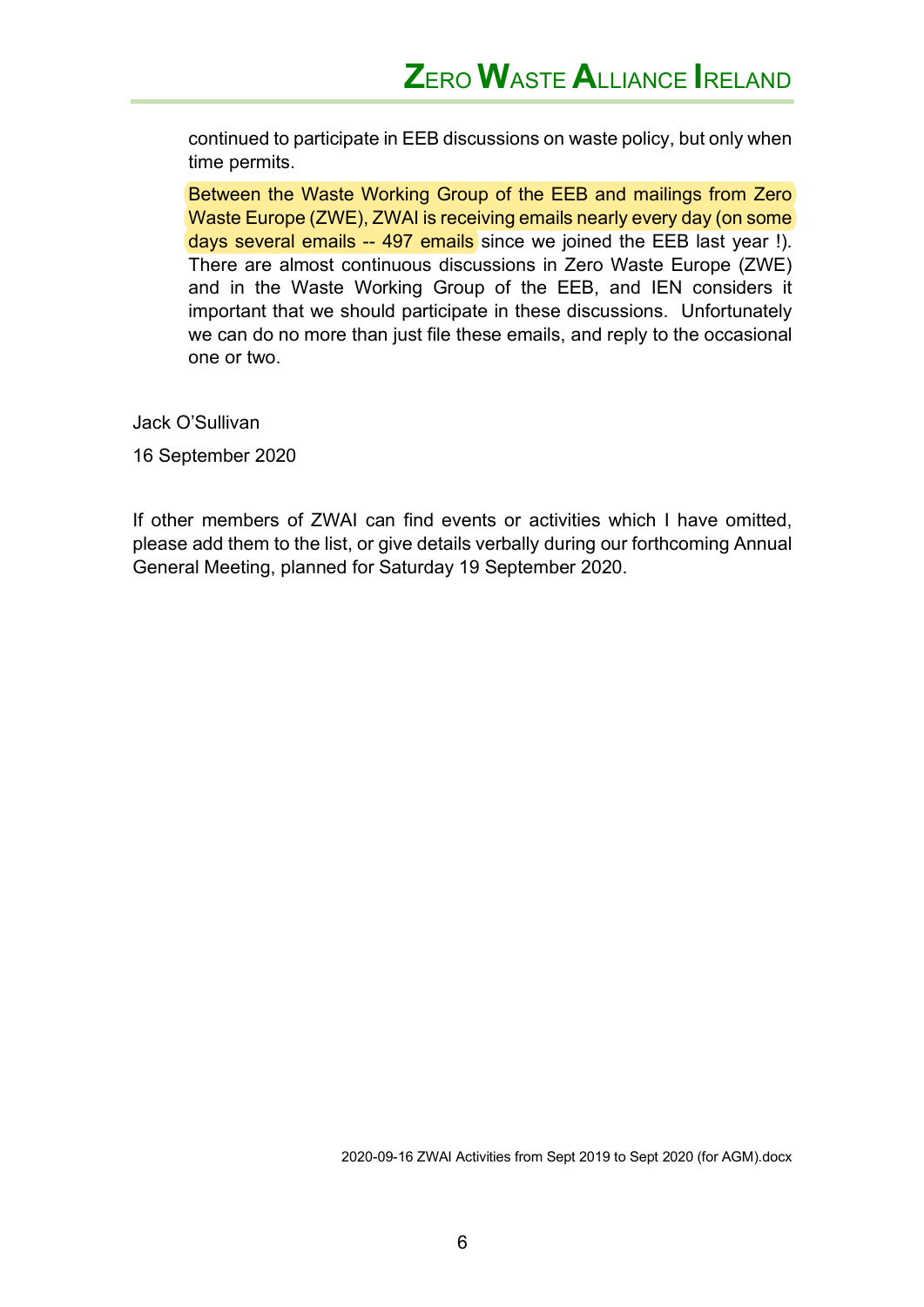continued to participate in EEB discussions on waste policy, but only when time permits.

Between the Waste Working Group of the EEB and mailings from Zero Waste Europe (ZWE), ZWAI is receiving emails nearly every day (on some days several emails -- 497 emails since we joined the EEB last year !). There are almost continuous discussions in Zero Waste Europe (ZWE) and in the Waste Working Group of the EEB, and IEN considers it important that we should participate in these discussions. Unfortunately we can do no more than just file these emails, and reply to the occasional one or two.

Jack O'Sullivan

16 September 2020

If other members of ZWAI can find events or activities which I have omitted, please add them to the list, or give details verbally during our forthcoming Annual General Meeting, planned for Saturday 19 September 2020.

2020-09-16 ZWAI Activities from Sept 2019 to Sept 2020 (for AGM).docx